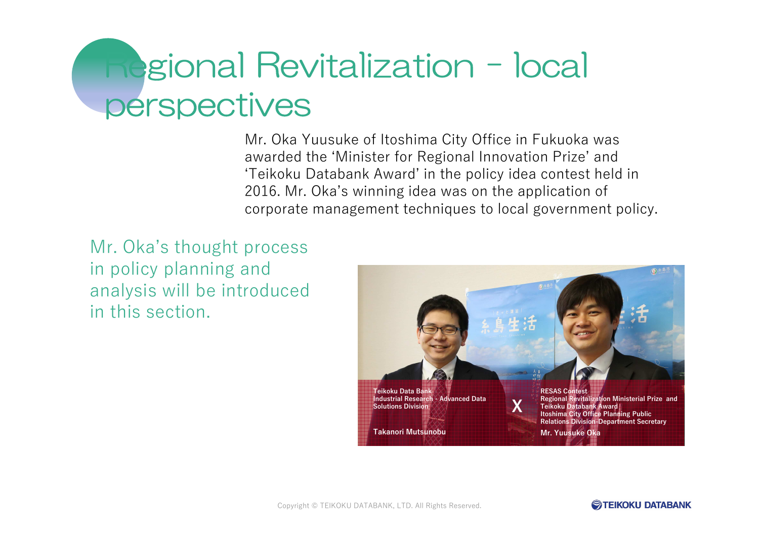# Regional Revitalization - local perspectives

Mr. Oka Yuusuke of Itoshima City Office in Fukuoka was awarded the 'Minister for Regional Innovation Prize' and 'Teikoku Databank Award' in the policy idea contest held in 2016. Mr. Oka's winning idea was on the application of corporate management techniques to local government policy.

Mr. Oka's thought process in policy planning and analysis will be introduced in this section.

Teikoku Data Bank
Industrial Research - Advanced Data Solutions Division

Takanori Mutsunobu

X

RESAS Contest
Regional Revitalization Ministerial Prize and Teikoku Databank Award
Itoshima City Office Planning Public Relations Division-Department Secretary

Mr. Yuusuke Oka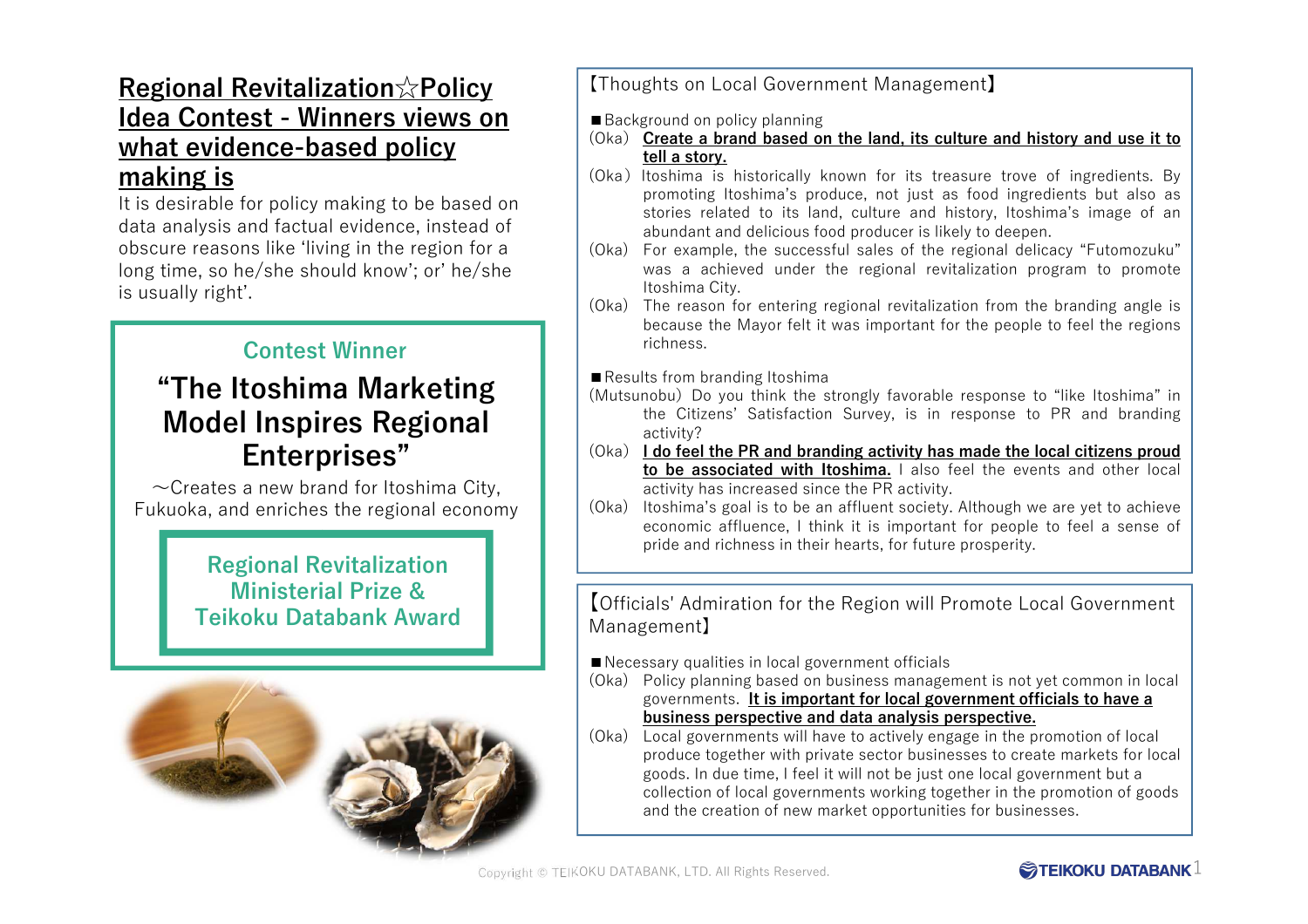# Regional Revitalization☆Policy Idea Contest - Winners views on what evidence-based policy making is

It is desirable for policy making to be based on data analysis and factual evidence, instead of obscure reasons like 'living in the region for a long time, so he/she should know'; or' he/she is usually right'.

## Contest Winner

## "The Itoshima Marketing Model Inspires Regional Enterprises"

～Creates a new brand for Itoshima City, Fukuoka, and enriches the regional economy

**Regional Revitalization Ministerial Prize & Teikoku Databank Award**

## 【Thoughts on Local Government Management】

■Background on policy planning

(Oka) **Create a brand based on the land, its culture and history and use it to tell a story.**

(Oka) Itoshima is historically known for its treasure trove of ingredients. By promoting Itoshima's produce, not just as food ingredients but also as stories related to its land, culture and history, Itoshima's image of an abundant and delicious food producer is likely to deepen.

(Oka) For example, the successful sales of the regional delicacy "Futomozuku" was a achieved under the regional revitalization program to promote Itoshima City.

(Oka) The reason for entering regional revitalization from the branding angle is because the Mayor felt it was important for the people to feel the regions richness.

■Results from branding Itoshima

(Mutsunobu) Do you think the strongly favorable response to "like Itoshima" in the Citizens' Satisfaction Survey, is in response to PR and branding activity?

(Oka) **I do feel the PR and branding activity has made the local citizens proud to be associated with Itoshima.** I also feel the events and other local activity has increased since the PR activity.

(Oka) Itoshima's goal is to be an affluent society. Although we are yet to achieve economic affluence, I think it is important for people to feel a sense of pride and richness in their hearts, for future prosperity.

## 【Officials' Admiration for the Region will Promote Local Government Management】

■Necessary qualities in local government officials

(Oka) Policy planning based on business management is not yet common in local governments. **It is important for local government officials to have a business perspective and data analysis perspective.**

(Oka) Local governments will have to actively engage in the promotion of local produce together with private sector businesses to create markets for local goods. In due time, I feel it will not be just one local government but a collection of local governments working together in the promotion of goods and the creation of new market opportunities for businesses.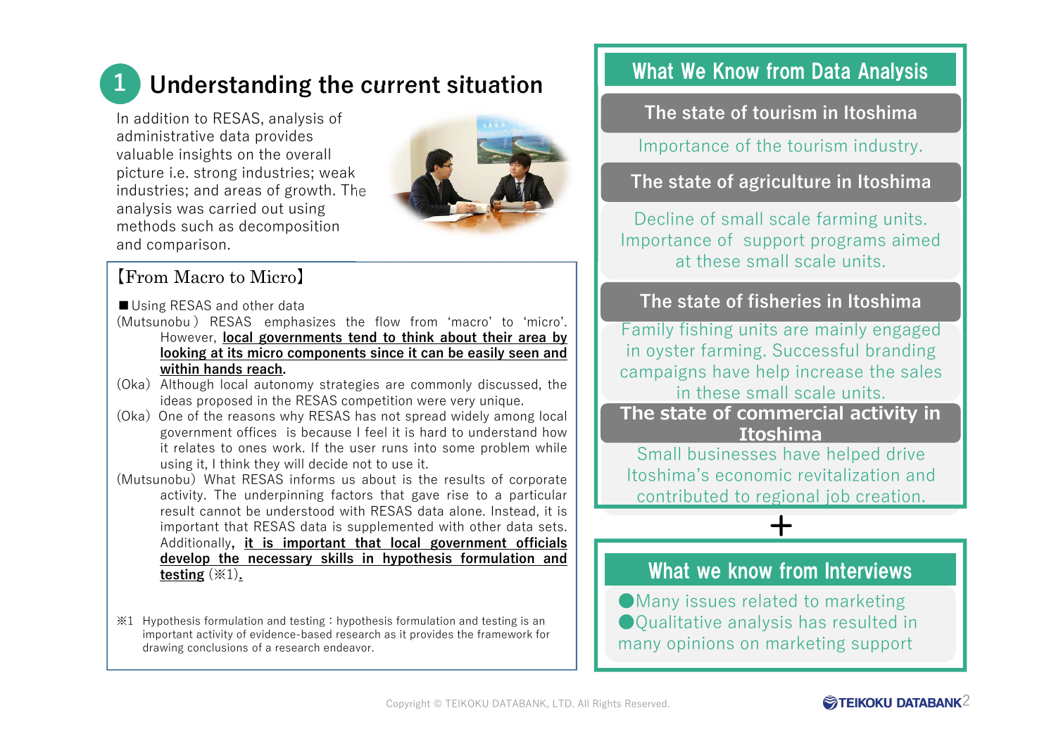# 1 Understanding the current situation

In addition to RESAS, analysis of administrative data provides valuable insights on the overall picture i.e. strong industries; weak industries; and areas of growth. The analysis was carried out using methods such as decomposition and comparison.

## 【From Macro to Micro】

■Using RESAS and other data

(Mutsunobu) RESAS emphasizes the flow from 'macro' to 'micro'. However, **local governments tend to think about their area by looking at its micro components since it can be easily seen and within hands reach**.

(Oka) Although local autonomy strategies are commonly discussed, the ideas proposed in the RESAS competition were very unique.

(Oka) One of the reasons why RESAS has not spread widely among local government offices is because I feel it is hard to understand how it relates to ones work. If the user runs into some problem while using it, I think they will decide not to use it.

(Mutsunobu) What RESAS informs us about is the results of corporate activity. The underpinning factors that gave rise to a particular result cannot be understood with RESAS data alone. Instead, it is important that RESAS data is supplemented with other data sets. Additionally, **it is important that local government officials develop the necessary skills in hypothesis formulation and testing** (※1).

※1 Hypothesis formulation and testing : hypothesis formulation and testing is an important activity of evidence-based research as it provides the framework for drawing conclusions of a research endeavor.

## What We Know from Data Analysis

### The state of tourism in Itoshima

Importance of the tourism industry.

### The state of agriculture in Itoshima

Decline of small scale farming units. Importance of support programs aimed at these small scale units.

### The state of fisheries in Itoshima

Family fishing units are mainly engaged in oyster farming. Successful branding campaigns have help increase the sales in these small scale units.

### The state of commercial activity in Itoshima

Small businesses have helped drive Itoshima's economic revitalization and contributed to regional job creation.

＋

## What we know from Interviews

- Many issues related to marketing
- Qualitative analysis has resulted in many opinions on marketing support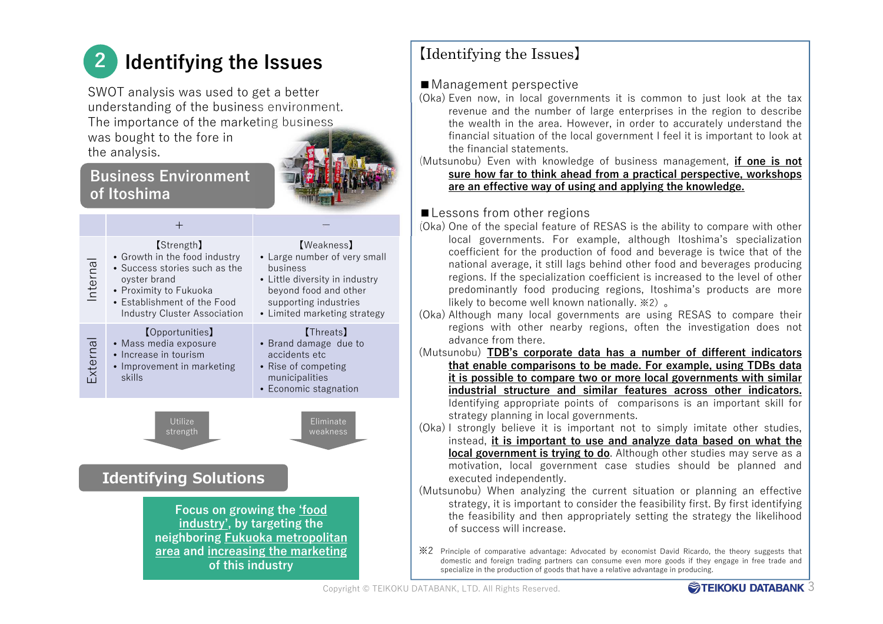## 2 Identifying the Issues

SWOT analysis was used to get a better understanding of the business environment. The importance of the marketing business was bought to the fore in the analysis.

### Business Environment of Itoshima

| | ＋ | － |
|---|---|---|
| Internal | 【Strength】<br>• Growth in the food industry<br>• Success stories such as the oyster brand<br>• Proximity to Fukuoka<br>• Establishment of the Food Industry Cluster Association | 【Weakness】<br>• Large number of very small business<br>• Little diversity in industry beyond food and other supporting industries<br>• Limited marketing strategy |
| External | 【Opportunities】<br>• Mass media exposure<br>• Increase in tourism<br>• Improvement in marketing skills | 【Threats】<br>• Brand damage due to accidents etc<br>• Rise of competing municipalities<br>• Economic stagnation |

Utilize strength　　Eliminate weakness

### Identifying Solutions

**Focus on growing the <u>‘food industry’</u>, by targeting the neighboring <u>Fukuoka metropolitan area</u> and <u>increasing the marketing</u> of this industry**

【Identifying the Issues】

■Management perspective

(Oka) Even now, in local governments it is common to just look at the tax revenue and the number of large enterprises in the region to describe the wealth in the area. However, in order to accurately understand the financial situation of the local government I feel it is important to look at the financial statements.

(Mutsunobu) Even with knowledge of business management, **<u>if one is not sure how far to think ahead from a practical perspective, workshops are an effective way of using and applying the knowledge.</u>**

■Lessons from other regions

(Oka) One of the special feature of RESAS is the ability to compare with other local governments. For example, although Itoshima’s specialization coefficient for the production of food and beverage is twice that of the national average, it still lags behind other food and beverages producing regions. If the specialization coefficient is increased to the level of other predominantly food producing regions, Itoshima’s products are more likely to become well known nationally. ※2) 。

(Oka) Although many local governments are using RESAS to compare their regions with other nearby regions, often the investigation does not advance from there.

(Mutsunobu) **<u>TDB’s corporate data has a number of different indicators that enable comparisons to be made. For example, using TDBs data it is possible to compare two or more local governments with similar industrial structure and similar features across other indicators.</u>** Identifying appropriate points of comparisons is an important skill for strategy planning in local governments.

(Oka) I strongly believe it is important not to simply imitate other studies, instead, **<u>it is important to use and analyze data based on what the local government is trying to do</u>**. Although other studies may serve as a motivation, local government case studies should be planned and executed independently.

(Mutsunobu) When analyzing the current situation or planning an effective strategy, it is important to consider the feasibility first. By first identifying the feasibility and then appropriately setting the strategy the likelihood of success will increase.

※2 Principle of comparative advantage: Advocated by economist David Ricardo, the theory suggests that domestic and foreign trading partners can consume even more goods if they engage in free trade and specialize in the production of goods that have a relative advantage in producing.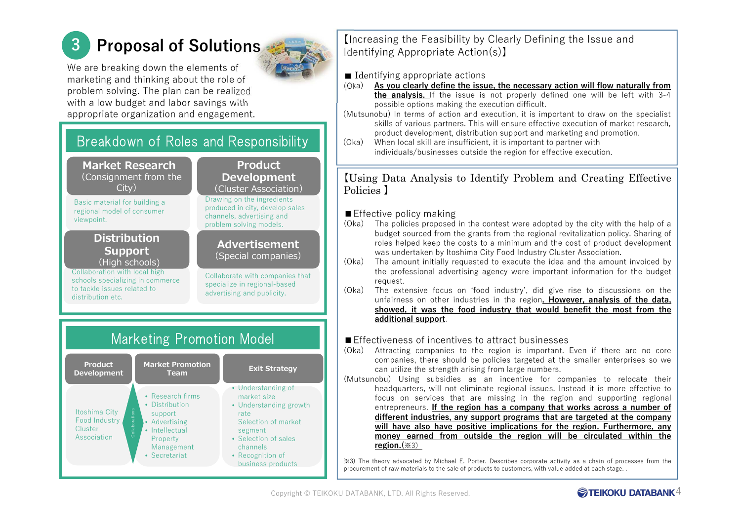# 3 Proposal of Solutions

We are breaking down the elements of marketing and thinking about the role of problem solving. The plan can be realized with a low budget and labor savings with appropriate organization and engagement.

## Breakdown of Roles and Responsibility

**Market Research** (Consignment from the City)

Basic material for building a regional model of consumer viewpoint.

**Product Development** (Cluster Association)

Drawing on the ingredients produced in city, develop sales channels, advertising and problem solving models.

**Distribution Support** (High schools)

Collaboration with local high schools specializing in commerce to tackle issues related to distribution etc.

**Advertisement** (Special companies)

Collaborate with companies that specialize in regional-based advertising and publicity.

## Marketing Promotion Model

| Product Development | Market Promotion Team | Exit Strategy |
|---|---|---|
| Itoshima City Food Industry Cluster Association | • Research firms<br>• Distribution support<br>• Advertising<br>• Intellectual Property Management<br>• Secretariat | • Understanding of market size<br>• Understanding growth rate<br>Selection of market segment<br>• Selection of sales channels<br>• Recognition of business products |

Collaborations

## 【Increasing the Feasibility by Clearly Defining the Issue and Identifying Appropriate Action(s)】

■ Identifying appropriate actions

(Oka) **As you clearly define the issue, the necessary action will flow naturally from the analysis.** If the issue is not properly defined one will be left with 3-4 possible options making the execution difficult.

(Mutsunobu) In terms of action and execution, it is important to draw on the specialist skills of various partners. This will ensure effective execution of market research, product development, distribution support and marketing and promotion.

(Oka) When local skill are insufficient, it is important to partner with individuals/businesses outside the region for effective execution.

## 【Using Data Analysis to Identify Problem and Creating Effective Policies】

■ Effective policy making

(Oka) The policies proposed in the contest were adopted by the city with the help of a budget sourced from the grants from the regional revitalization policy. Sharing of roles helped keep the costs to a minimum and the cost of product development was undertaken by Itoshima City Food Industry Cluster Association.

(Oka) The amount initially requested to execute the idea and the amount invoiced by the professional advertising agency were important information for the budget request.

(Oka) The extensive focus on 'food industry', did give rise to discussions on the unfairness on other industries in the region**. However, analysis of the data, showed, it was the food industry that would benefit the most from the additional support**.

■ Effectiveness of incentives to attract businesses

(Oka) Attracting companies to the region is important. Even if there are no core companies, there should be policies targeted at the smaller enterprises so we can utilize the strength arising from large numbers.

(Mutsunobu) Using subsidies as an incentive for companies to relocate their headquarters, will not eliminate regional issues. Instead it is more effective to focus on services that are missing in the region and supporting regional entrepreneurs. **If the region has a company that works across a number of different industries, any support programs that are targeted at the company will have also have positive implications for the region. Furthermore, any money earned from outside the region will be circulated within the region.**(※3)

※3) The theory advocated by Michael E. Porter. Describes corporate activity as a chain of processes from the procurement of raw materials to the sale of products to customers, with value added at each stage. .